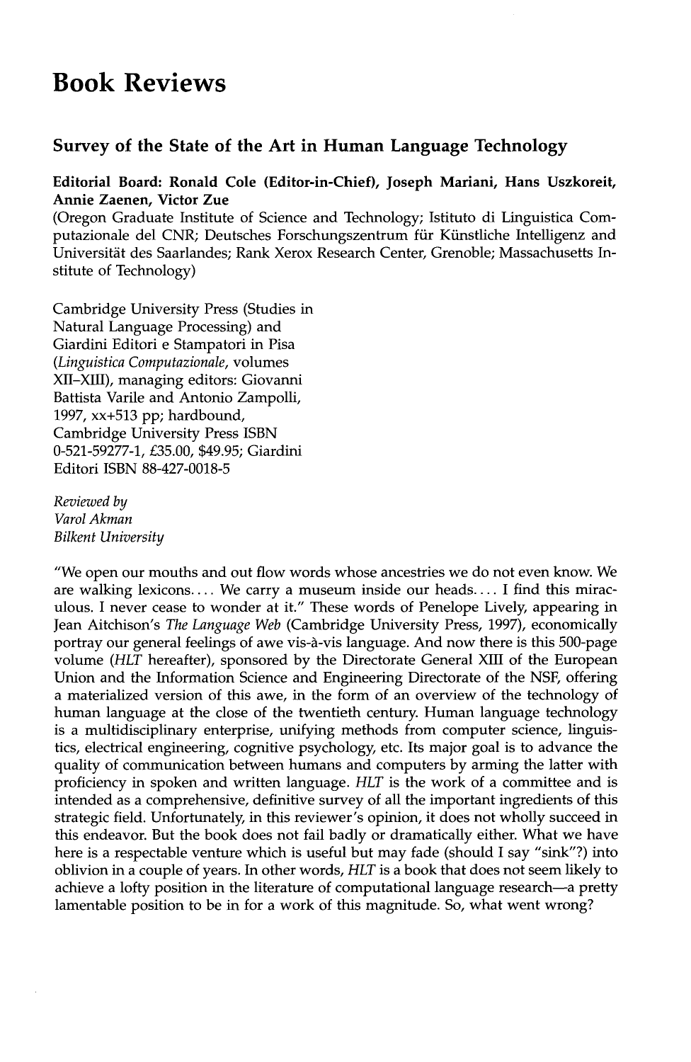# Book Reviews

## Survey of the State of the Art in Human Language Technology

**Editorial Board: Ronald Cole (Editor-in-Chief), Joseph Mariani, Hans Uszkoreit, Annie Zaenen, Victor Zue**

(Oregon Graduate Institute of Science and Technology; Istituto di Linguistica Computazionale del CNR; Deutsches Forschungszentrum für Künstliche Intelligenz and Universität des Saarlandes; Rank Xerox Research Center, Grenoble; Massachusetts Institute of Technology)

Cambridge University Press (Studies in Natural Language Processing) and Giardini Editori e Stampatori in Pisa (*Linguistica Computazionale*, volumes XII–XIII), managing editors: Giovanni Battista Varile and Antonio Zampolli, 1997, xx+513 pp; hardbound, Cambridge University Press ISBN 0-521-59277-1, £35.00, $49.95; Giardini Editori ISBN 88-427-0018-5

*Reviewed by*
*Varol Akman*
*Bilkent University*

"We open our mouths and out flow words whose ancestries we do not even know. We are walking lexicons.... We carry a museum inside our heads.... I find this miraculous. I never cease to wonder at it." These words of Penelope Lively, appearing in Jean Aitchison's *The Language Web* (Cambridge University Press, 1997), economically portray our general feelings of awe vis-à-vis language. And now there is this 500-page volume (*HLT* hereafter), sponsored by the Directorate General XIII of the European Union and the Information Science and Engineering Directorate of the NSF, offering a materialized version of this awe, in the form of an overview of the technology of human language at the close of the twentieth century. Human language technology is a multidisciplinary enterprise, unifying methods from computer science, linguistics, electrical engineering, cognitive psychology, etc. Its major goal is to advance the quality of communication between humans and computers by arming the latter with proficiency in spoken and written language. *HLT* is the work of a committee and is intended as a comprehensive, definitive survey of all the important ingredients of this strategic field. Unfortunately, in this reviewer's opinion, it does not wholly succeed in this endeavor. But the book does not fail badly or dramatically either. What we have here is a respectable venture which is useful but may fade (should I say "sink"?) into oblivion in a couple of years. In other words, *HLT* is a book that does not seem likely to achieve a lofty position in the literature of computational language research—a pretty lamentable position to be in for a work of this magnitude. So, what went wrong?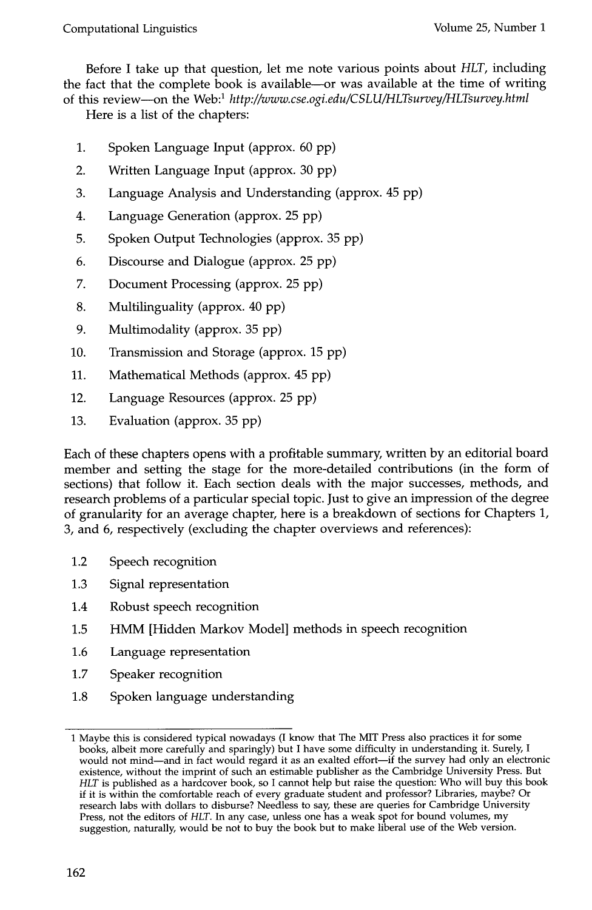Before I take up that question, let me note various points about *HLT*, including the fact that the complete book is available—or was available at the time of writing of this review—on the Web:[1] *http://www.cse.ogi.edu/CSLU/HLTsurvey/HLTsurvey.html*

Here is a list of the chapters:

1. Spoken Language Input (approx. 60 pp)
2. Written Language Input (approx. 30 pp)
3. Language Analysis and Understanding (approx. 45 pp)
4. Language Generation (approx. 25 pp)
5. Spoken Output Technologies (approx. 35 pp)
6. Discourse and Dialogue (approx. 25 pp)
7. Document Processing (approx. 25 pp)
8. Multilinguality (approx. 40 pp)
9. Multimodality (approx. 35 pp)
10. Transmission and Storage (approx. 15 pp)
11. Mathematical Methods (approx. 45 pp)
12. Language Resources (approx. 25 pp)
13. Evaluation (approx. 35 pp)

Each of these chapters opens with a profitable summary, written by an editorial board member and setting the stage for the more-detailed contributions (in the form of sections) that follow it. Each section deals with the major successes, methods, and research problems of a particular special topic. Just to give an impression of the degree of granularity for an average chapter, here is a breakdown of sections for Chapters 1, 3, and 6, respectively (excluding the chapter overviews and references):

- 1.2 Speech recognition
- 1.3 Signal representation
- 1.4 Robust speech recognition
- 1.5 HMM [Hidden Markov Model] methods in speech recognition
- 1.6 Language representation
- 1.7 Speaker recognition
- 1.8 Spoken language understanding

---

[1] Maybe this is considered typical nowadays (I know that The MIT Press also practices it for some books, albeit more carefully and sparingly) but I have some difficulty in understanding it. Surely, I would not mind—and in fact would regard it as an exalted effort—if the survey had only an electronic existence, without the imprint of such an estimable publisher as the Cambridge University Press. But *HLT* is published as a hardcover book, so I cannot help but raise the question: Who will buy this book if it is within the comfortable reach of every graduate student and professor? Libraries, maybe? Or research labs with dollars to disburse? Needless to say, these are queries for Cambridge University Press, not the editors of *HLT*. In any case, unless one has a weak spot for bound volumes, my suggestion, naturally, would be not to buy the book but to make liberal use of the Web version.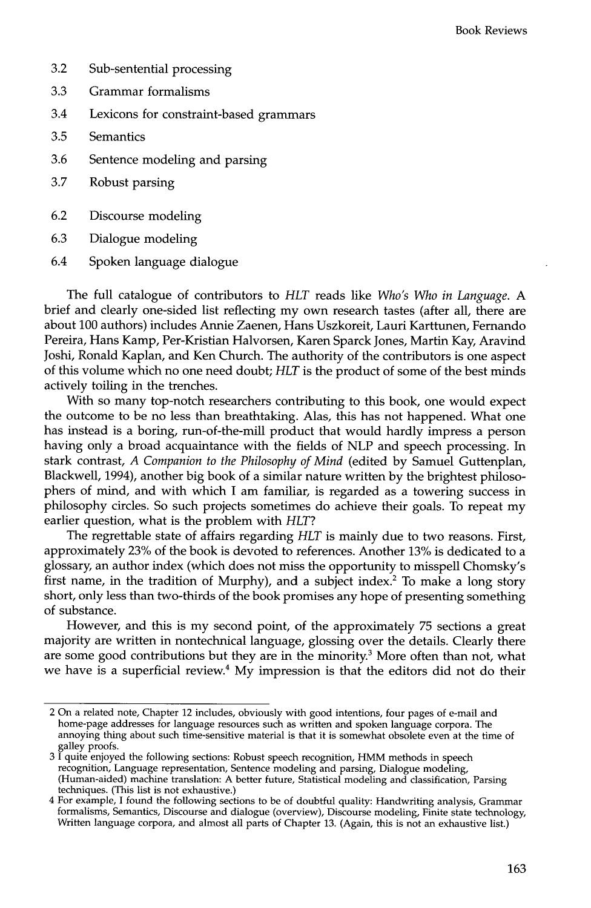3.2 Sub-sentential processing
3.3 Grammar formalisms
3.4 Lexicons for constraint-based grammars
3.5 Semantics
3.6 Sentence modeling and parsing
3.7 Robust parsing

6.2 Discourse modeling
6.3 Dialogue modeling
6.4 Spoken language dialogue

The full catalogue of contributors to *HLT* reads like *Who's Who in Language*. A brief and clearly one-sided list reflecting my own research tastes (after all, there are about 100 authors) includes Annie Zaenen, Hans Uszkoreit, Lauri Karttunen, Fernando Pereira, Hans Kamp, Per-Kristian Halvorsen, Karen Sparck Jones, Martin Kay, Aravind Joshi, Ronald Kaplan, and Ken Church. The authority of the contributors is one aspect of this volume which no one need doubt; *HLT* is the product of some of the best minds actively toiling in the trenches.

With so many top-notch researchers contributing to this book, one would expect the outcome to be no less than breathtaking. Alas, this has not happened. What one has instead is a boring, run-of-the-mill product that would hardly impress a person having only a broad acquaintance with the fields of NLP and speech processing. In stark contrast, *A Companion to the Philosophy of Mind* (edited by Samuel Guttenplan, Blackwell, 1994), another big book of a similar nature written by the brightest philosophers of mind, and with which I am familiar, is regarded as a towering success in philosophy circles. So such projects sometimes do achieve their goals. To repeat my earlier question, what is the problem with *HLT*?

The regrettable state of affairs regarding *HLT* is mainly due to two reasons. First, approximately 23% of the book is devoted to references. Another 13% is dedicated to a glossary, an author index (which does not miss the opportunity to misspell Chomsky's first name, in the tradition of Murphy), and a subject index.[2] To make a long story short, only less than two-thirds of the book promises any hope of presenting something of substance.

However, and this is my second point, of the approximately 75 sections a great majority are written in nontechnical language, glossing over the details. Clearly there are some good contributions but they are in the minority.[3] More often than not, what we have is a superficial review.[4] My impression is that the editors did not do their

---

[2] On a related note, Chapter 12 includes, obviously with good intentions, four pages of e-mail and home-page addresses for language resources such as written and spoken language corpora. The annoying thing about such time-sensitive material is that it is somewhat obsolete even at the time of galley proofs.

[3] I quite enjoyed the following sections: Robust speech recognition, HMM methods in speech recognition, Language representation, Sentence modeling and parsing, Dialogue modeling, (Human-aided) machine translation: A better future, Statistical modeling and classification, Parsing techniques. (This list is not exhaustive.)

[4] For example, I found the following sections to be of doubtful quality: Handwriting analysis, Grammar formalisms, Semantics, Discourse and dialogue (overview), Discourse modeling, Finite state technology, Written language corpora, and almost all parts of Chapter 13. (Again, this is not an exhaustive list.)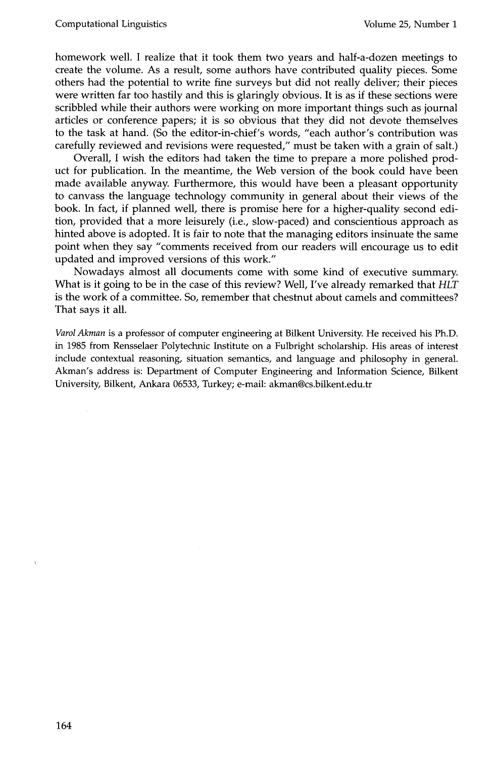homework well. I realize that it took them two years and half-a-dozen meetings to create the volume. As a result, some authors have contributed quality pieces. Some others had the potential to write fine surveys but did not really deliver; their pieces were written far too hastily and this is glaringly obvious. It is as if these sections were scribbled while their authors were working on more important things such as journal articles or conference papers; it is so obvious that they did not devote themselves to the task at hand. (So the editor-in-chief's words, "each author's contribution was carefully reviewed and revisions were requested," must be taken with a grain of salt.)

Overall, I wish the editors had taken the time to prepare a more polished product for publication. In the meantime, the Web version of the book could have been made available anyway. Furthermore, this would have been a pleasant opportunity to canvass the language technology community in general about their views of the book. In fact, if planned well, there is promise here for a higher-quality second edition, provided that a more leisurely (i.e., slow-paced) and conscientious approach as hinted above is adopted. It is fair to note that the managing editors insinuate the same point when they say "comments received from our readers will encourage us to edit updated and improved versions of this work."

Nowadays almost all documents come with some kind of executive summary. What is it going to be in the case of this review? Well, I've already remarked that *HLT* is the work of a committee. So, remember that chestnut about camels and committees? That says it all.

*Varol Akman* is a professor of computer engineering at Bilkent University. He received his Ph.D. in 1985 from Rensselaer Polytechnic Institute on a Fulbright scholarship. His areas of interest include contextual reasoning, situation semantics, and language and philosophy in general. Akman's address is: Department of Computer Engineering and Information Science, Bilkent University, Bilkent, Ankara 06533, Turkey; e-mail: akman@cs.bilkent.edu.tr